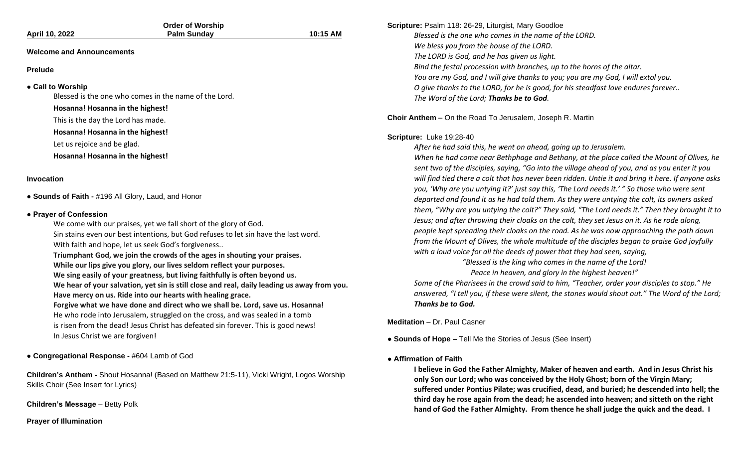# Order of Worship

**April 10, 2022** **Palm Sunday** **10:15 AM**

**Welcome and Announcements**

**Prelude**

**● Call to Worship**

Blessed is the one who comes in the name of the Lord.

**Hosanna! Hosanna in the highest!**

This is the day the Lord has made.

**Hosanna! Hosanna in the highest!**

Let us rejoice and be glad.

**Hosanna! Hosanna in the highest!**

**Invocation**

**● Sounds of Faith -** #196 All Glory, Laud, and Honor

**● Prayer of Confession**

We come with our praises, yet we fall short of the glory of God.
Sin stains even our best intentions, but God refuses to let sin have the last word.
With faith and hope, let us seek God's forgiveness..

**Triumphant God, we join the crowds of the ages in shouting your praises.**
**While our lips give you glory, our lives seldom reflect your purposes.**
**We sing easily of your greatness, but living faithfully is often beyond us.**
**We hear of your salvation, yet sin is still close and real, daily leading us away from you.**
**Have mercy on us. Ride into our hearts with healing grace.**
**Forgive what we have done and direct who we shall be. Lord, save us. Hosanna!**

He who rode into Jerusalem, struggled on the cross, and was sealed in a tomb
is risen from the dead! Jesus Christ has defeated sin forever. This is good news!
In Jesus Christ we are forgiven!

**● Congregational Response -** #604 Lamb of God

**Children's Anthem -** Shout Hosanna! (Based on Matthew 21:5-11), Vicki Wright, Logos Worship Skills Choir (See Insert for Lyrics)

**Children's Message** – Betty Polk

**Prayer of Illumination**

**Scripture:** Psalm 118: 26-29, Liturgist, Mary Goodloe

*Blessed is the one who comes in the name of the LORD.*
*We bless you from the house of the LORD.*
*The LORD is God, and he has given us light.*
*Bind the festal procession with branches, up to the horns of the altar.*
*You are my God, and I will give thanks to you; you are my God, I will extol you.*
*O give thanks to the LORD, for he is good, for his steadfast love endures forever..*
*The Word of the Lord;* ***Thanks be to God****.*

**Choir Anthem** – On the Road To Jerusalem, Joseph R. Martin

**Scripture:** Luke 19:28-40

*After he had said this, he went on ahead, going up to Jerusalem.*
*When he had come near Bethphage and Bethany, at the place called the Mount of Olives, he sent two of the disciples, saying, "Go into the village ahead of you, and as you enter it you will find tied there a colt that has never been ridden. Untie it and bring it here. If anyone asks you, 'Why are you untying it?' just say this, 'The Lord needs it.' " So those who were sent departed and found it as he had told them. As they were untying the colt, its owners asked them, "Why are you untying the colt?" They said, "The Lord needs it." Then they brought it to Jesus; and after throwing their cloaks on the colt, they set Jesus on it. As he rode along, people kept spreading their cloaks on the road. As he was now approaching the path down from the Mount of Olives, the whole multitude of the disciples began to praise God joyfully with a loud voice for all the deeds of power that they had seen, saying,*

*"Blessed is the king who comes in the name of the Lord!*
*Peace in heaven, and glory in the highest heaven!"*

*Some of the Pharisees in the crowd said to him, "Teacher, order your disciples to stop." He answered, "I tell you, if these were silent, the stones would shout out." The Word of the Lord;* ***Thanks be to God.***

**Meditation** – Dr. Paul Casner

**● Sounds of Hope –** Tell Me the Stories of Jesus (See Insert)

**● Affirmation of Faith**

**I believe in God the Father Almighty, Maker of heaven and earth. And in Jesus Christ his only Son our Lord; who was conceived by the Holy Ghost; born of the Virgin Mary; suffered under Pontius Pilate; was crucified, dead, and buried; he descended into hell; the third day he rose again from the dead; he ascended into heaven; and sitteth on the right hand of God the Father Almighty. From thence he shall judge the quick and the dead. I**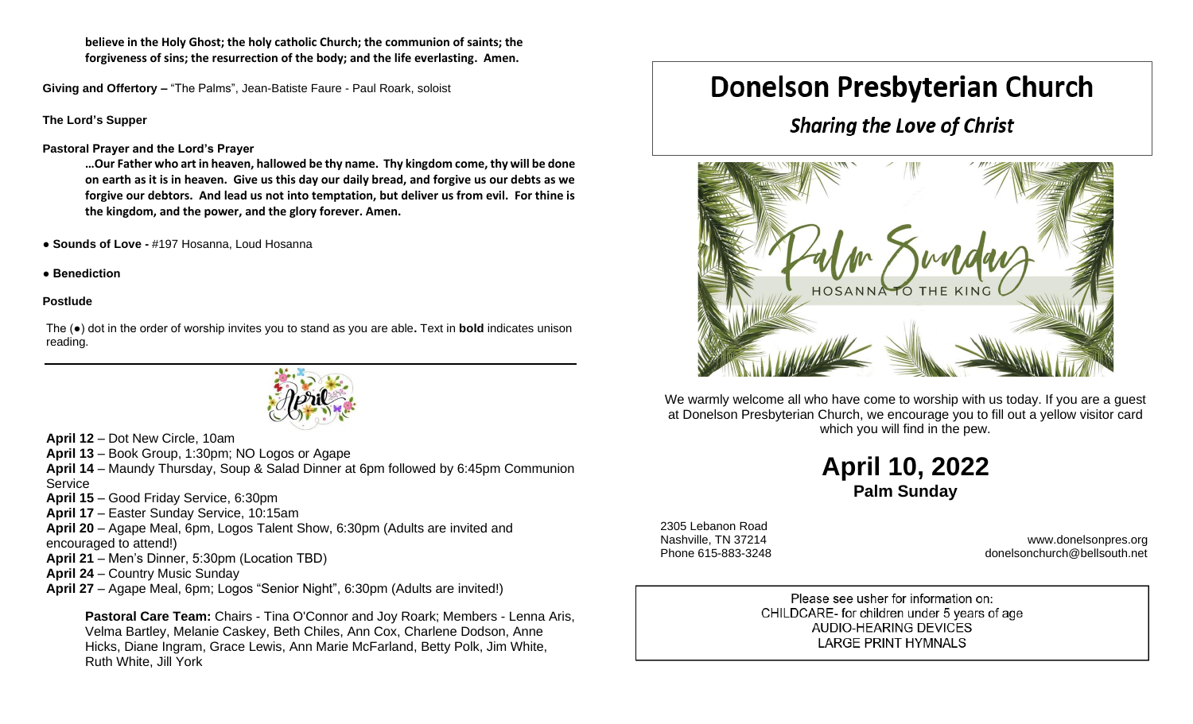**believe in the Holy Ghost; the holy catholic Church; the communion of saints; the forgiveness of sins; the resurrection of the body; and the life everlasting. Amen.**

**Giving and Offertory –** "The Palms", Jean-Batiste Faure - Paul Roark, soloist

**The Lord's Supper**

**Pastoral Prayer and the Lord's Prayer**

**…Our Father who art in heaven, hallowed be thy name. Thy kingdom come, thy will be done on earth as it is in heaven. Give us this day our daily bread, and forgive us our debts as we forgive our debtors. And lead us not into temptation, but deliver us from evil. For thine is the kingdom, and the power, and the glory forever. Amen.**

● **Sounds of Love -** #197 Hosanna, Loud Hosanna

● **Benediction**

**Postlude**

The (●) dot in the order of worship invites you to stand as you are able**.** Text in **bold** indicates unison reading.

---

**April 12** – Dot New Circle, 10am
**April 13** – Book Group, 1:30pm; NO Logos or Agape
**April 14** – Maundy Thursday, Soup & Salad Dinner at 6pm followed by 6:45pm Communion Service
**April 15** – Good Friday Service, 6:30pm
**April 17** – Easter Sunday Service, 10:15am
**April 20** – Agape Meal, 6pm, Logos Talent Show, 6:30pm (Adults are invited and encouraged to attend!)
**April 21** – Men's Dinner, 5:30pm (Location TBD)
**April 24** – Country Music Sunday
**April 27** – Agape Meal, 6pm; Logos "Senior Night", 6:30pm (Adults are invited!)

**Pastoral Care Team:** Chairs - Tina O'Connor and Joy Roark; Members - Lenna Aris, Velma Bartley, Melanie Caskey, Beth Chiles, Ann Cox, Charlene Dodson, Anne Hicks, Diane Ingram, Grace Lewis, Ann Marie McFarland, Betty Polk, Jim White, Ruth White, Jill York

# Donelson Presbyterian Church

## *Sharing the Love of Christ*

Palm Sunday
HOSANNA TO THE KING

We warmly welcome all who have come to worship with us today. If you are a guest at Donelson Presbyterian Church, we encourage you to fill out a yellow visitor card which you will find in the pew.

# April 10, 2022

### Palm Sunday

2305 Lebanon Road
Nashville, TN 37214
Phone 615-883-3248

www.donelsonpres.org
donelsonchurch@bellsouth.net

Please see usher for information on:
CHILDCARE- for children under 5 years of age
AUDIO-HEARING DEVICES
LARGE PRINT HYMNALS